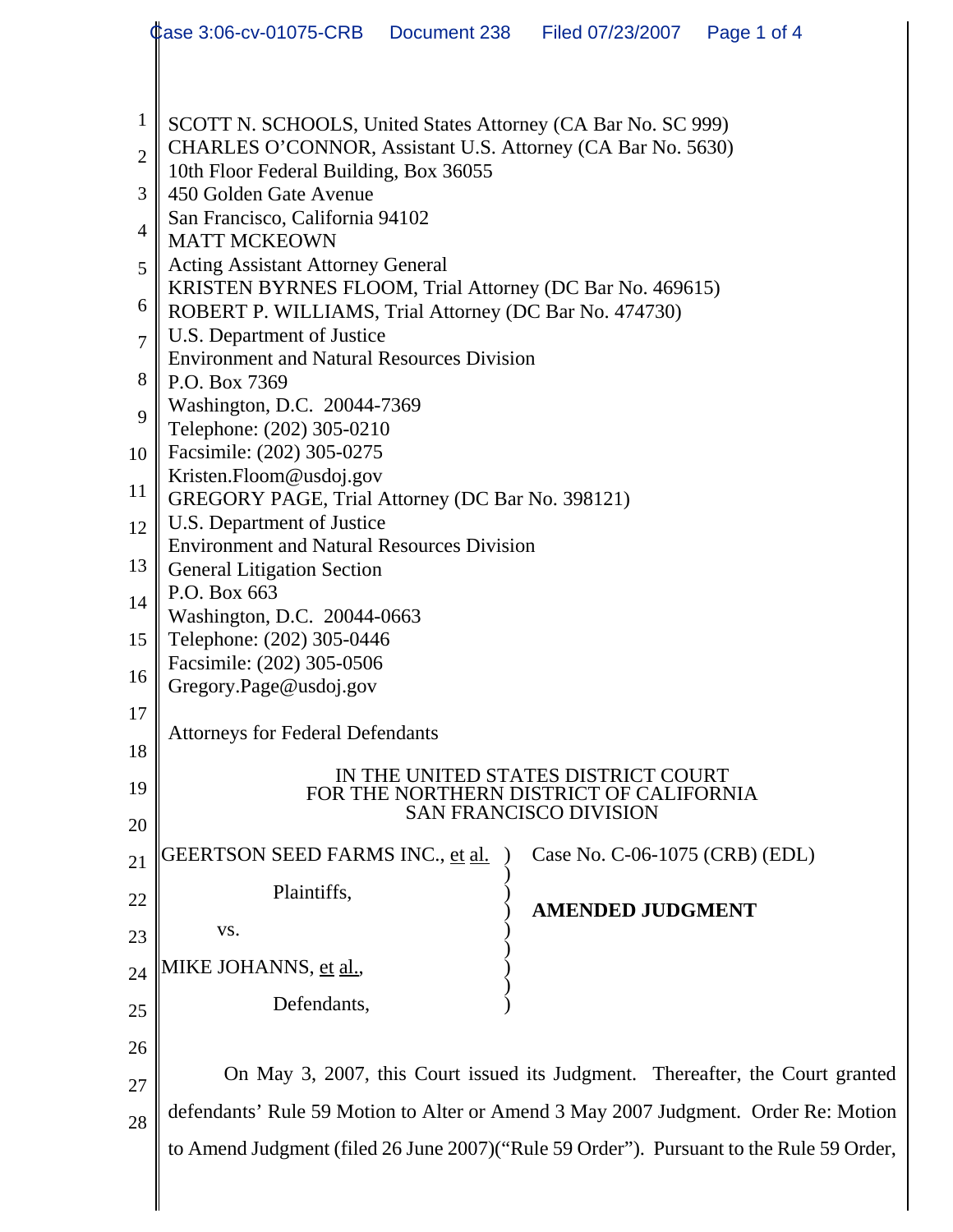SCOTT N. SCHOOLS, United States Attorney (CA Bar No. SC 999)
CHARLES O'CONNOR, Assistant U.S. Attorney (CA Bar No. 5630)
10th Floor Federal Building, Box 36055
450 Golden Gate Avenue
San Francisco, California 94102
MATT MCKEOWN
Acting Assistant Attorney General
KRISTEN BYRNES FLOOM, Trial Attorney (DC Bar No. 469615)
ROBERT P. WILLIAMS, Trial Attorney (DC Bar No. 474730)
U.S. Department of Justice
Environment and Natural Resources Division
P.O. Box 7369
Washington, D.C. 20044-7369
Telephone: (202) 305-0210
Facsimile: (202) 305-0275
Kristen.Floom@usdoj.gov
GREGORY PAGE, Trial Attorney (DC Bar No. 398121)
U.S. Department of Justice
Environment and Natural Resources Division
General Litigation Section
P.O. Box 663
Washington, D.C. 20044-0663
Telephone: (202) 305-0446
Facsimile: (202) 305-0506
Gregory.Page@usdoj.gov

Attorneys for Federal Defendants

IN THE UNITED STATES DISTRICT COURT
FOR THE NORTHERN DISTRICT OF CALIFORNIA
SAN FRANCISCO DIVISION

| | |
|---|---|
| GEERTSON SEED FARMS INC., et al.<br><br>Plaintiffs,<br><br>vs.<br><br>MIKE JOHANNS, et al.,<br><br>Defendants, | Case No. C-06-1075 (CRB) (EDL)<br><br>**AMENDED JUDGMENT** |

On May 3, 2007, this Court issued its Judgment. Thereafter, the Court granted defendants' Rule 59 Motion to Alter or Amend 3 May 2007 Judgment. Order Re: Motion to Amend Judgment (filed 26 June 2007)("Rule 59 Order"). Pursuant to the Rule 59 Order,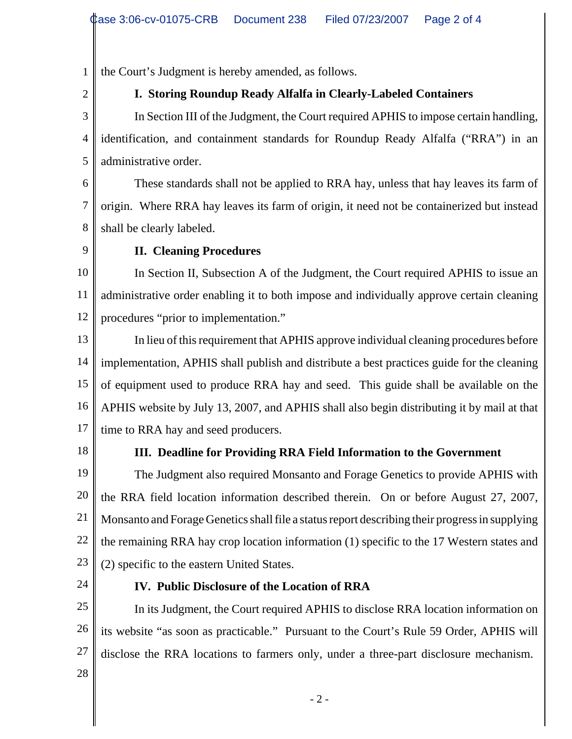the Court's Judgment is hereby amended, as follows.

**I. Storing Roundup Ready Alfalfa in Clearly-Labeled Containers**

In Section III of the Judgment, the Court required APHIS to impose certain handling, identification, and containment standards for Roundup Ready Alfalfa ("RRA") in an administrative order.

These standards shall not be applied to RRA hay, unless that hay leaves its farm of origin. Where RRA hay leaves its farm of origin, it need not be containerized but instead shall be clearly labeled.

**II. Cleaning Procedures**

In Section II, Subsection A of the Judgment, the Court required APHIS to issue an administrative order enabling it to both impose and individually approve certain cleaning procedures "prior to implementation."

In lieu of this requirement that APHIS approve individual cleaning procedures before implementation, APHIS shall publish and distribute a best practices guide for the cleaning of equipment used to produce RRA hay and seed. This guide shall be available on the APHIS website by July 13, 2007, and APHIS shall also begin distributing it by mail at that time to RRA hay and seed producers.

**III. Deadline for Providing RRA Field Information to the Government**

The Judgment also required Monsanto and Forage Genetics to provide APHIS with the RRA field location information described therein. On or before August 27, 2007, Monsanto and Forage Genetics shall file a status report describing their progress in supplying the remaining RRA hay crop location information (1) specific to the 17 Western states and (2) specific to the eastern United States.

**IV. Public Disclosure of the Location of RRA**

In its Judgment, the Court required APHIS to disclose RRA location information on its website "as soon as practicable." Pursuant to the Court's Rule 59 Order, APHIS will disclose the RRA locations to farmers only, under a three-part disclosure mechanism.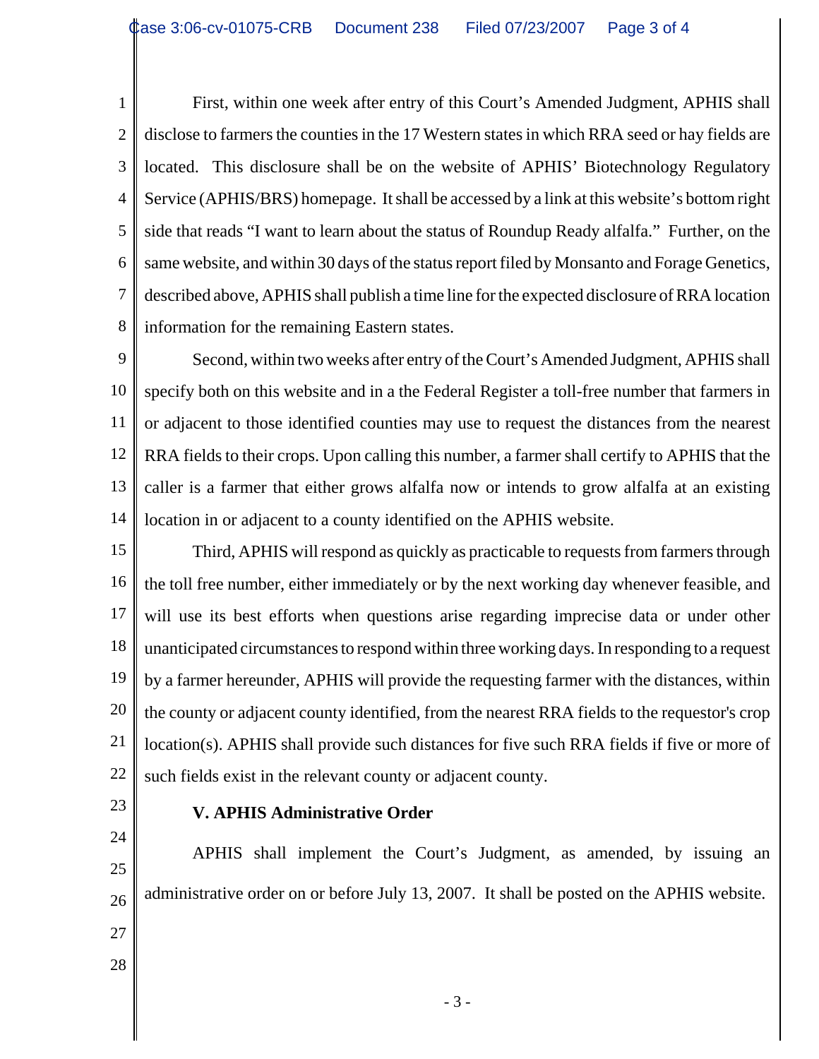First, within one week after entry of this Court's Amended Judgment, APHIS shall disclose to farmers the counties in the 17 Western states in which RRA seed or hay fields are located. This disclosure shall be on the website of APHIS' Biotechnology Regulatory Service (APHIS/BRS) homepage. It shall be accessed by a link at this website's bottom right side that reads "I want to learn about the status of Roundup Ready alfalfa." Further, on the same website, and within 30 days of the status report filed by Monsanto and Forage Genetics, described above, APHIS shall publish a time line for the expected disclosure of RRA location information for the remaining Eastern states.

Second, within two weeks after entry of the Court's Amended Judgment, APHIS shall specify both on this website and in a the Federal Register a toll-free number that farmers in or adjacent to those identified counties may use to request the distances from the nearest RRA fields to their crops. Upon calling this number, a farmer shall certify to APHIS that the caller is a farmer that either grows alfalfa now or intends to grow alfalfa at an existing location in or adjacent to a county identified on the APHIS website.

Third, APHIS will respond as quickly as practicable to requests from farmers through the toll free number, either immediately or by the next working day whenever feasible, and will use its best efforts when questions arise regarding imprecise data or under other unanticipated circumstances to respond within three working days. In responding to a request by a farmer hereunder, APHIS will provide the requesting farmer with the distances, within the county or adjacent county identified, from the nearest RRA fields to the requestor's crop location(s). APHIS shall provide such distances for five such RRA fields if five or more of such fields exist in the relevant county or adjacent county.

**V. APHIS Administrative Order**

APHIS shall implement the Court's Judgment, as amended, by issuing an administrative order on or before July 13, 2007. It shall be posted on the APHIS website.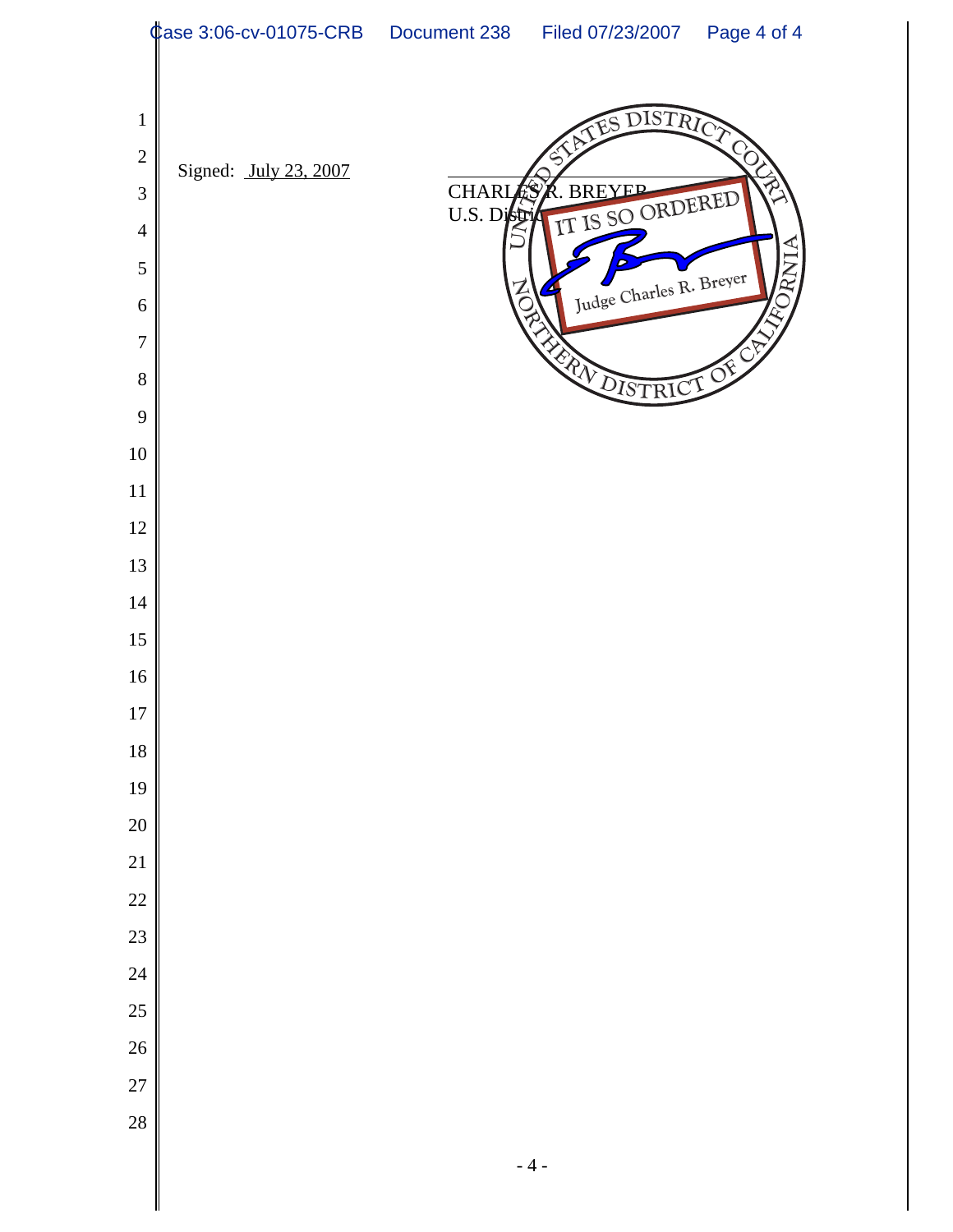Signed: July 23, 2007

CHARLES R. BREYER
U.S. District Judge

UNITED STATES DISTRICT COURT
NORTHERN DISTRICT OF CALIFORNIA
IT IS SO ORDERED
Judge Charles R. Breyer